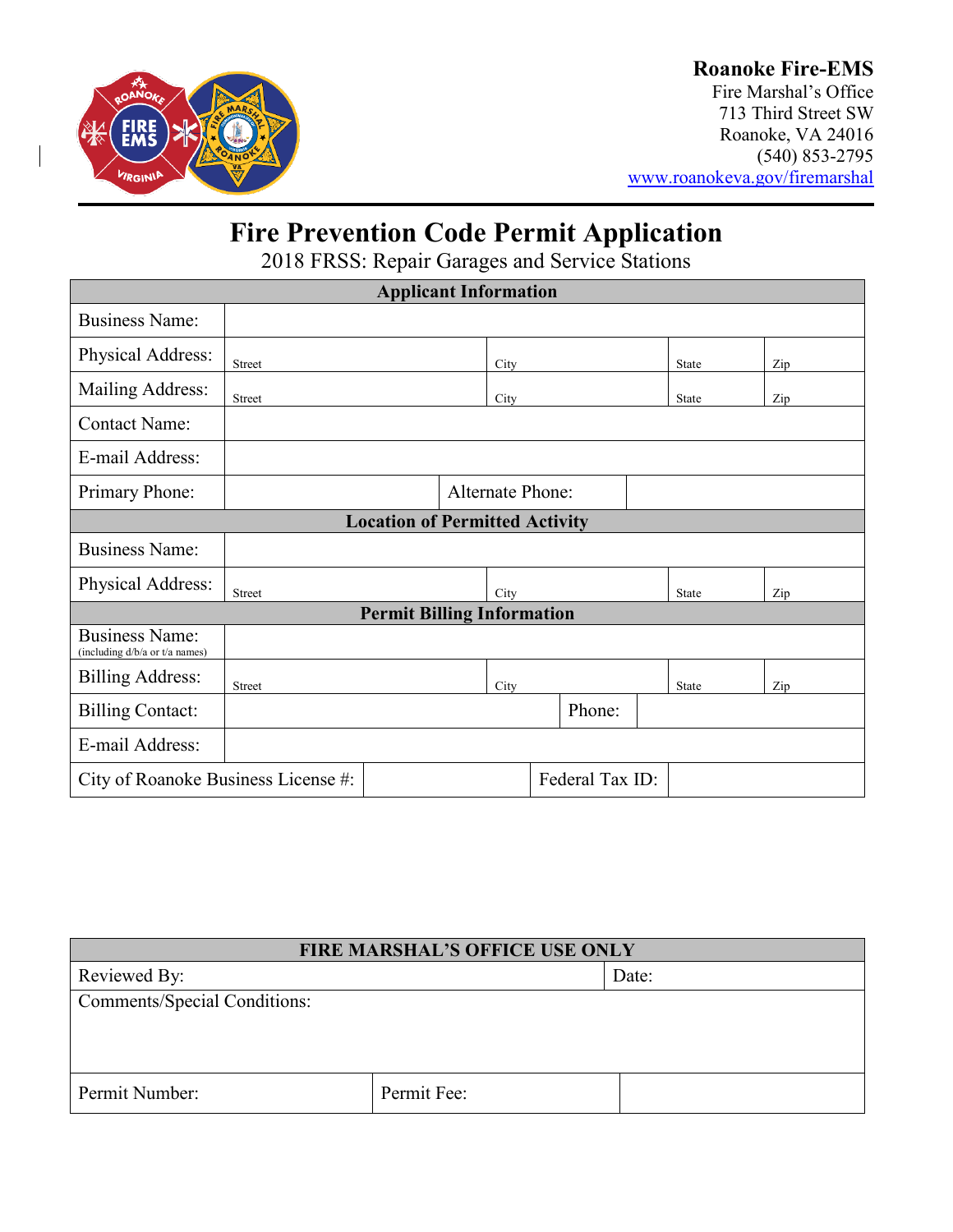**Roanoke Fire-EMS**
Fire Marshal's Office
713 Third Street SW
Roanoke, VA 24016
(540) 853-2795
www.roanokeva.gov/firemarshal

# Fire Prevention Code Permit Application

2018 FRSS: Repair Garages and Service Stations

| Applicant Information | | | | |
|---|---|---|---|---|
| Business Name: | | | | |
| Physical Address: | Street | City | State | Zip |
| Mailing Address: | Street | City | State | Zip |
| Contact Name: | | | | |
| E-mail Address: | | | | |
| Primary Phone: | | Alternate Phone: | | |
| **Location of Permitted Activity** | | | | |
| Business Name: | | | | |
| Physical Address: | Street | City | State | Zip |
| **Permit Billing Information** | | | | |
| Business Name: (including d/b/a or t/a names) | | | | |
| Billing Address: | Street | City | State | Zip |
| Billing Contact: | | Phone: | | |
| E-mail Address: | | | | |
| City of Roanoke Business License #: | | Federal Tax ID: | | |

| FIRE MARSHAL'S OFFICE USE ONLY | | |
|---|---|---|
| Reviewed By: | | Date: |
| Comments/Special Conditions: | | |
| Permit Number: | Permit Fee: | |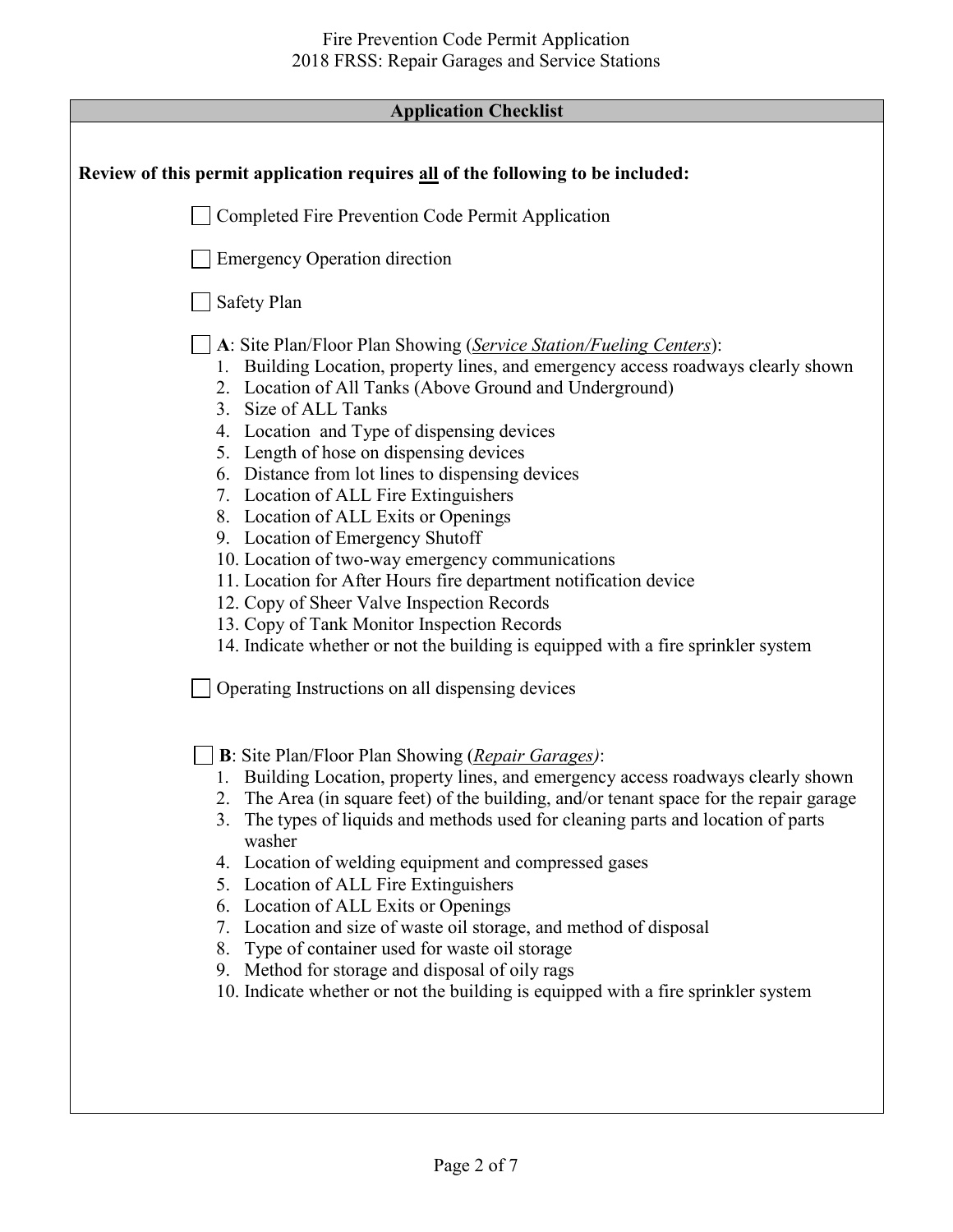## Application Checklist

**Review of this permit application requires <u>all</u> of the following to be included:**

- [ ] Completed Fire Prevention Code Permit Application
- [ ] Emergency Operation direction
- [ ] Safety Plan
- [ ] **A**: Site Plan/Floor Plan Showing (*<u>Service Station/Fueling Centers</u>*):
    1. Building Location, property lines, and emergency access roadways clearly shown
    2. Location of All Tanks (Above Ground and Underground)
    3. Size of ALL Tanks
    4. Location and Type of dispensing devices
    5. Length of hose on dispensing devices
    6. Distance from lot lines to dispensing devices
    7. Location of ALL Fire Extinguishers
    8. Location of ALL Exits or Openings
    9. Location of Emergency Shutoff
    10. Location of two-way emergency communications
    11. Location for After Hours fire department notification device
    12. Copy of Sheer Valve Inspection Records
    13. Copy of Tank Monitor Inspection Records
    14. Indicate whether or not the building is equipped with a fire sprinkler system
- [ ] Operating Instructions on all dispensing devices
- [ ] **B**: Site Plan/Floor Plan Showing (*<u>Repair Garages)</u>*:
    1. Building Location, property lines, and emergency access roadways clearly shown
    2. The Area (in square feet) of the building, and/or tenant space for the repair garage
    3. The types of liquids and methods used for cleaning parts and location of parts washer
    4. Location of welding equipment and compressed gases
    5. Location of ALL Fire Extinguishers
    6. Location of ALL Exits or Openings
    7. Location and size of waste oil storage, and method of disposal
    8. Type of container used for waste oil storage
    9. Method for storage and disposal of oily rags
    10. Indicate whether or not the building is equipped with a fire sprinkler system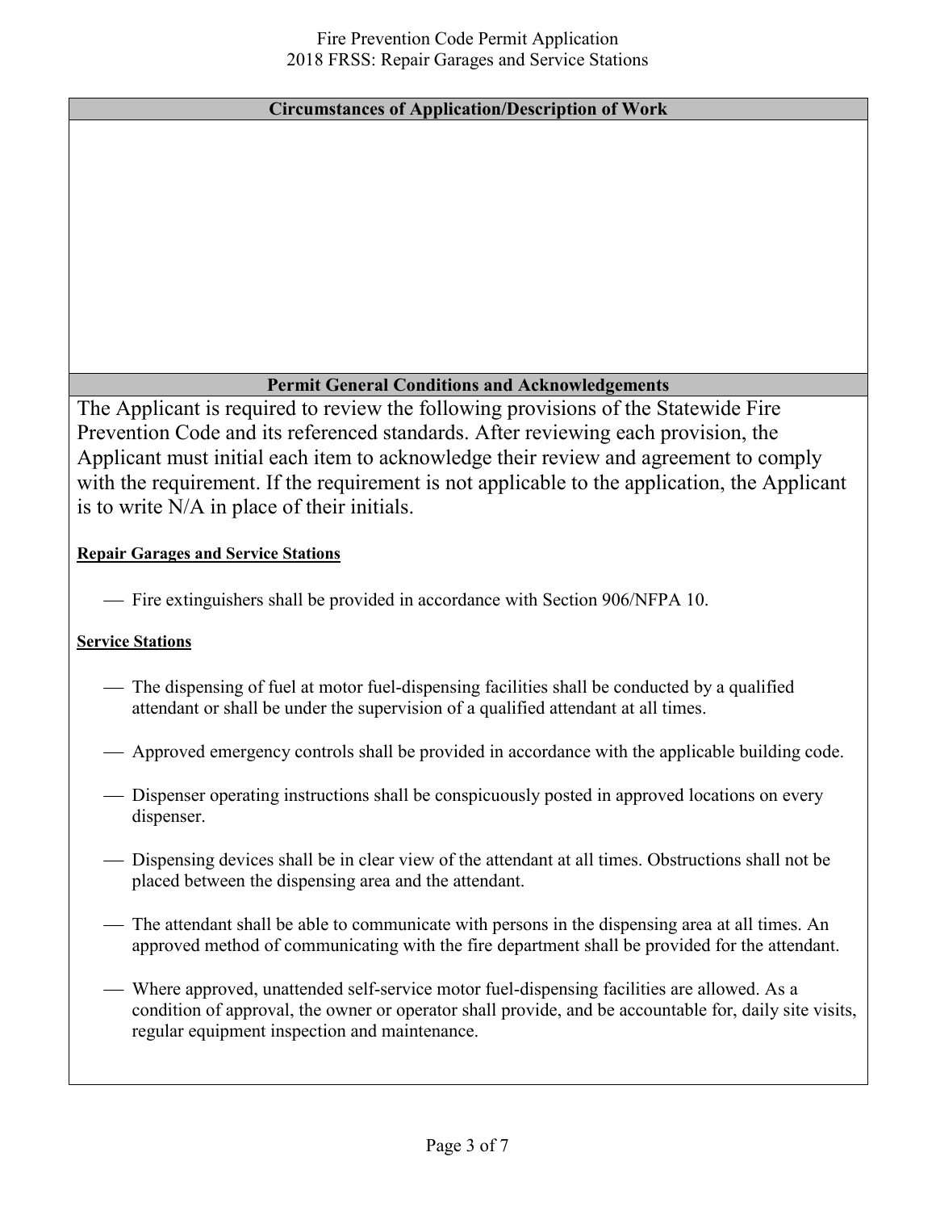Fire Prevention Code Permit Application
2018 FRSS: Repair Garages and Service Stations

## Circumstances of Application/Description of Work

## Permit General Conditions and Acknowledgements

The Applicant is required to review the following provisions of the Statewide Fire Prevention Code and its referenced standards. After reviewing each provision, the Applicant must initial each item to acknowledge their review and agreement to comply with the requirement. If the requirement is not applicable to the application, the Applicant is to write N/A in place of their initials.

**Repair Garages and Service Stations**

___ Fire extinguishers shall be provided in accordance with Section 906/NFPA 10.

**Service Stations**

___ The dispensing of fuel at motor fuel-dispensing facilities shall be conducted by a qualified attendant or shall be under the supervision of a qualified attendant at all times.

___ Approved emergency controls shall be provided in accordance with the applicable building code.

___ Dispenser operating instructions shall be conspicuously posted in approved locations on every dispenser.

___ Dispensing devices shall be in clear view of the attendant at all times. Obstructions shall not be placed between the dispensing area and the attendant.

___ The attendant shall be able to communicate with persons in the dispensing area at all times. An approved method of communicating with the fire department shall be provided for the attendant.

___ Where approved, unattended self-service motor fuel-dispensing facilities are allowed. As a condition of approval, the owner or operator shall provide, and be accountable for, daily site visits, regular equipment inspection and maintenance.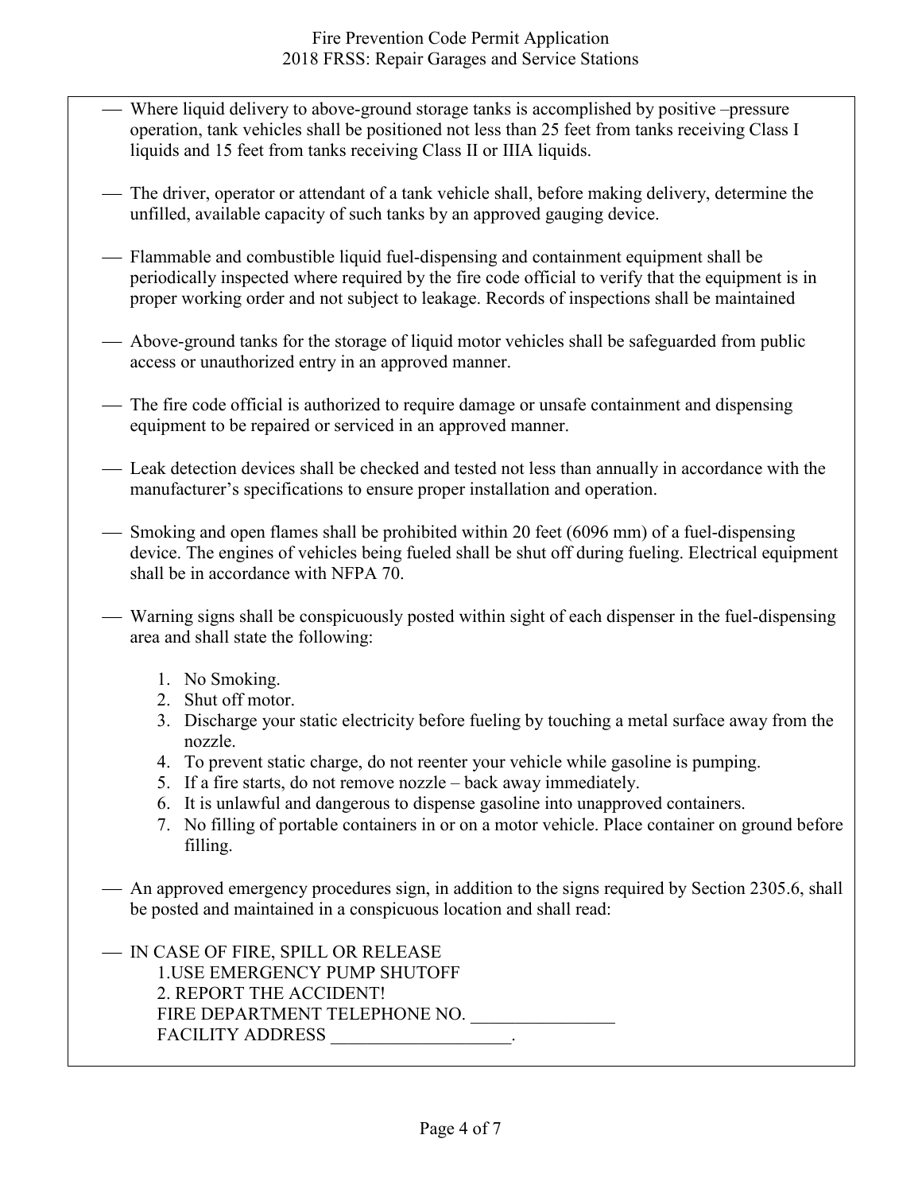- Where liquid delivery to above-ground storage tanks is accomplished by positive –pressure operation, tank vehicles shall be positioned not less than 25 feet from tanks receiving Class I liquids and 15 feet from tanks receiving Class II or IIIA liquids.

- The driver, operator or attendant of a tank vehicle shall, before making delivery, determine the unfilled, available capacity of such tanks by an approved gauging device.

- Flammable and combustible liquid fuel-dispensing and containment equipment shall be periodically inspected where required by the fire code official to verify that the equipment is in proper working order and not subject to leakage. Records of inspections shall be maintained

- Above-ground tanks for the storage of liquid motor vehicles shall be safeguarded from public access or unauthorized entry in an approved manner.

- The fire code official is authorized to require damage or unsafe containment and dispensing equipment to be repaired or serviced in an approved manner.

- Leak detection devices shall be checked and tested not less than annually in accordance with the manufacturer's specifications to ensure proper installation and operation.

- Smoking and open flames shall be prohibited within 20 feet (6096 mm) of a fuel-dispensing device. The engines of vehicles being fueled shall be shut off during fueling. Electrical equipment shall be in accordance with NFPA 70.

- Warning signs shall be conspicuously posted within sight of each dispenser in the fuel-dispensing area and shall state the following:

    1. No Smoking.
    2. Shut off motor.
    3. Discharge your static electricity before fueling by touching a metal surface away from the nozzle.
    4. To prevent static charge, do not reenter your vehicle while gasoline is pumping.
    5. If a fire starts, do not remove nozzle – back away immediately.
    6. It is unlawful and dangerous to dispense gasoline into unapproved containers.
    7. No filling of portable containers in or on a motor vehicle. Place container on ground before filling.

- An approved emergency procedures sign, in addition to the signs required by Section 2305.6, shall be posted and maintained in a conspicuous location and shall read:

- IN CASE OF FIRE, SPILL OR RELEASE
  1.USE EMERGENCY PUMP SHUTOFF
  2. REPORT THE ACCIDENT!
  FIRE DEPARTMENT TELEPHONE NO. _______________
  FACILITY ADDRESS ___________________.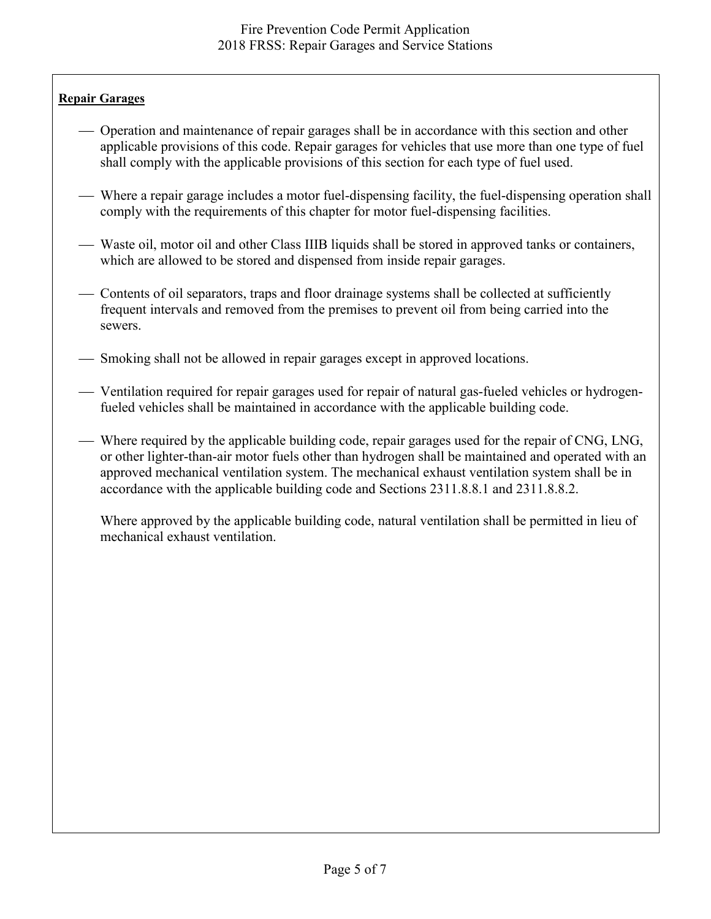**Repair Garages**

- Operation and maintenance of repair garages shall be in accordance with this section and other applicable provisions of this code. Repair garages for vehicles that use more than one type of fuel shall comply with the applicable provisions of this section for each type of fuel used.

- Where a repair garage includes a motor fuel-dispensing facility, the fuel-dispensing operation shall comply with the requirements of this chapter for motor fuel-dispensing facilities.

- Waste oil, motor oil and other Class IIIB liquids shall be stored in approved tanks or containers, which are allowed to be stored and dispensed from inside repair garages.

- Contents of oil separators, traps and floor drainage systems shall be collected at sufficiently frequent intervals and removed from the premises to prevent oil from being carried into the sewers.

- Smoking shall not be allowed in repair garages except in approved locations.

- Ventilation required for repair garages used for repair of natural gas-fueled vehicles or hydrogen-fueled vehicles shall be maintained in accordance with the applicable building code.

- Where required by the applicable building code, repair garages used for the repair of CNG, LNG, or other lighter-than-air motor fuels other than hydrogen shall be maintained and operated with an approved mechanical ventilation system. The mechanical exhaust ventilation system shall be in accordance with the applicable building code and Sections 2311.8.8.1 and 2311.8.8.2.

  Where approved by the applicable building code, natural ventilation shall be permitted in lieu of mechanical exhaust ventilation.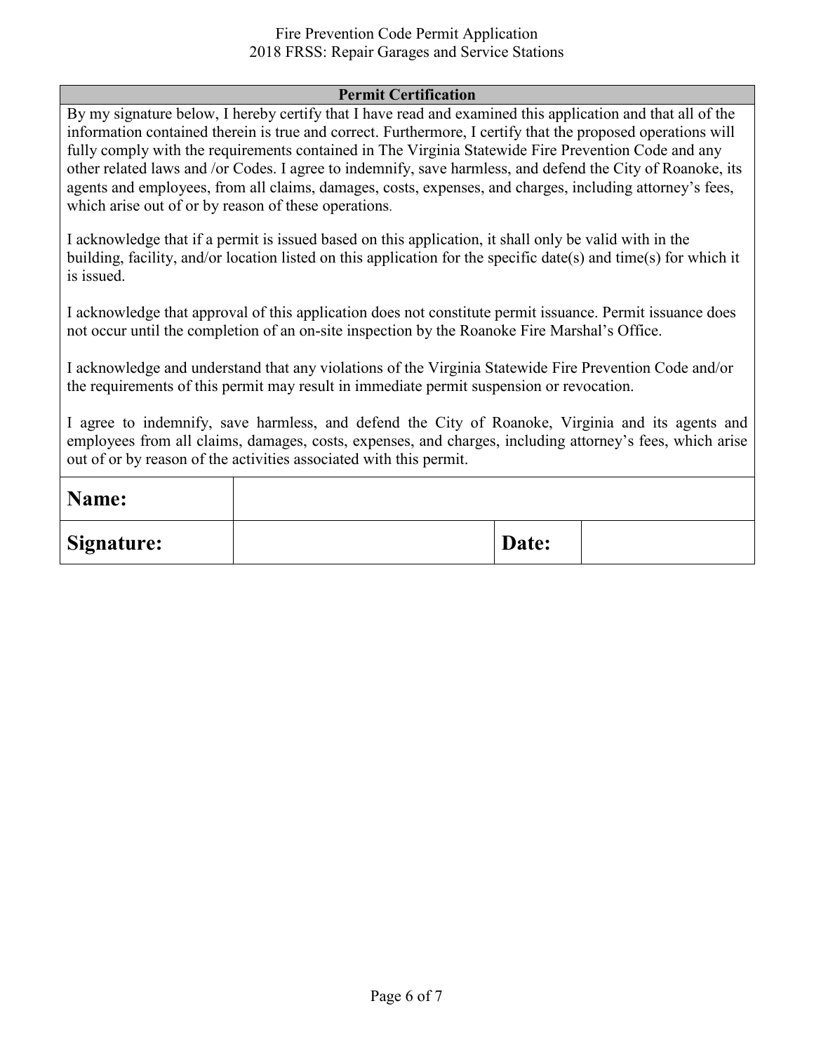## Permit Certification

By my signature below, I hereby certify that I have read and examined this application and that all of the information contained therein is true and correct. Furthermore, I certify that the proposed operations will fully comply with the requirements contained in The Virginia Statewide Fire Prevention Code and any other related laws and /or Codes. I agree to indemnify, save harmless, and defend the City of Roanoke, its agents and employees, from all claims, damages, costs, expenses, and charges, including attorney's fees, which arise out of or by reason of these operations.

I acknowledge that if a permit is issued based on this application, it shall only be valid with in the building, facility, and/or location listed on this application for the specific date(s) and time(s) for which it is issued.

I acknowledge that approval of this application does not constitute permit issuance. Permit issuance does not occur until the completion of an on-site inspection by the Roanoke Fire Marshal's Office.

I acknowledge and understand that any violations of the Virginia Statewide Fire Prevention Code and/or the requirements of this permit may result in immediate permit suspension or revocation.

I agree to indemnify, save harmless, and defend the City of Roanoke, Virginia and its agents and employees from all claims, damages, costs, expenses, and charges, including attorney's fees, which arise out of or by reason of the activities associated with this permit.

| **Name:** | | | |
|---|---|---|---|
| **Signature:** | | **Date:** | |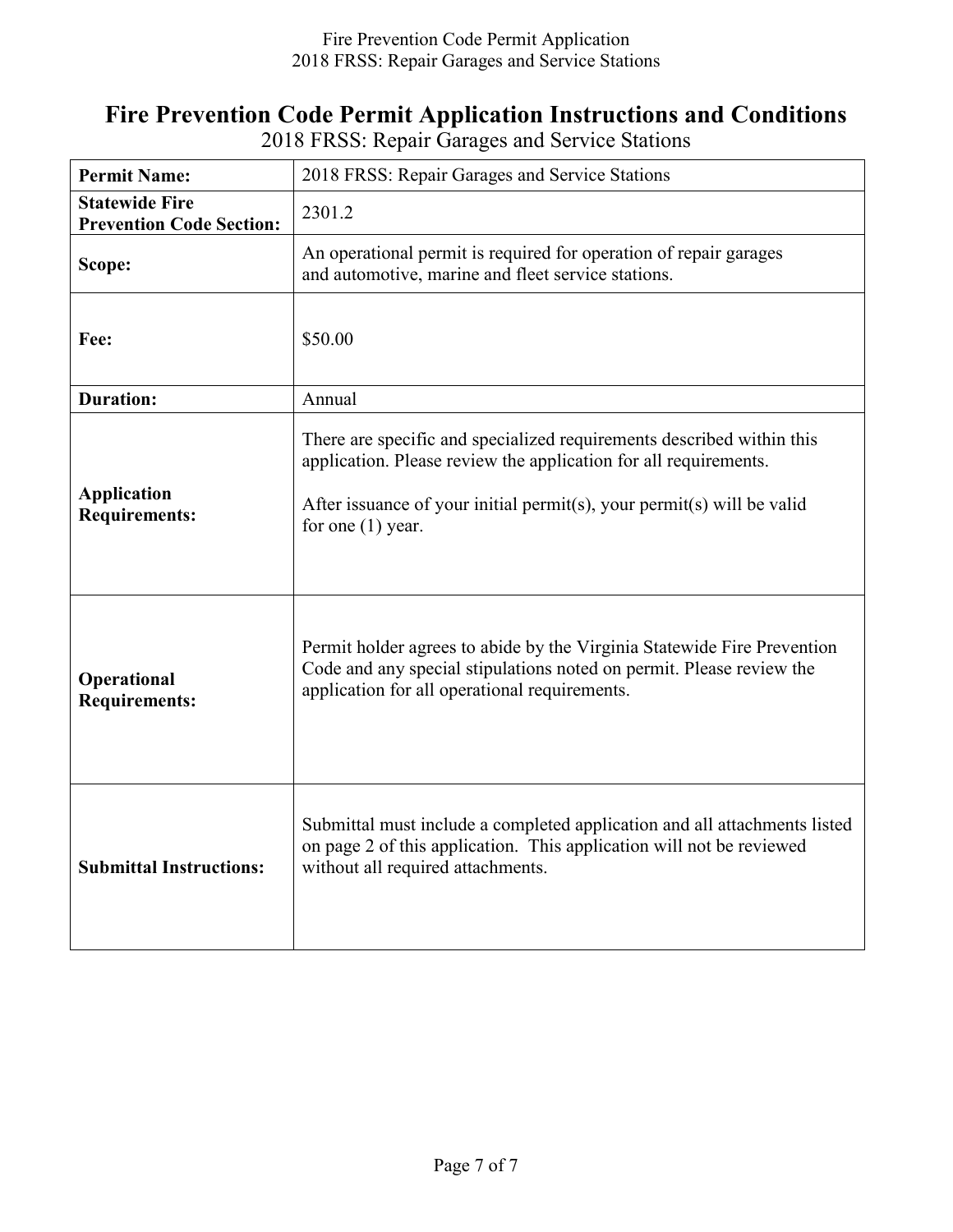# Fire Prevention Code Permit Application Instructions and Conditions

2018 FRSS: Repair Garages and Service Stations

| | |
|---|---|
| **Permit Name:** | 2018 FRSS: Repair Garages and Service Stations |
| **Statewide Fire Prevention Code Section:** | 2301.2 |
| **Scope:** | An operational permit is required for operation of repair garages and automotive, marine and fleet service stations. |
| **Fee:** | $50.00 |
| **Duration:** | Annual |
| **Application Requirements:** | There are specific and specialized requirements described within this application. Please review the application for all requirements.<br><br>After issuance of your initial permit(s), your permit(s) will be valid for one (1) year. |
| **Operational Requirements:** | Permit holder agrees to abide by the Virginia Statewide Fire Prevention Code and any special stipulations noted on permit. Please review the application for all operational requirements. |
| **Submittal Instructions:** | Submittal must include a completed application and all attachments listed on page 2 of this application. This application will not be reviewed without all required attachments. |